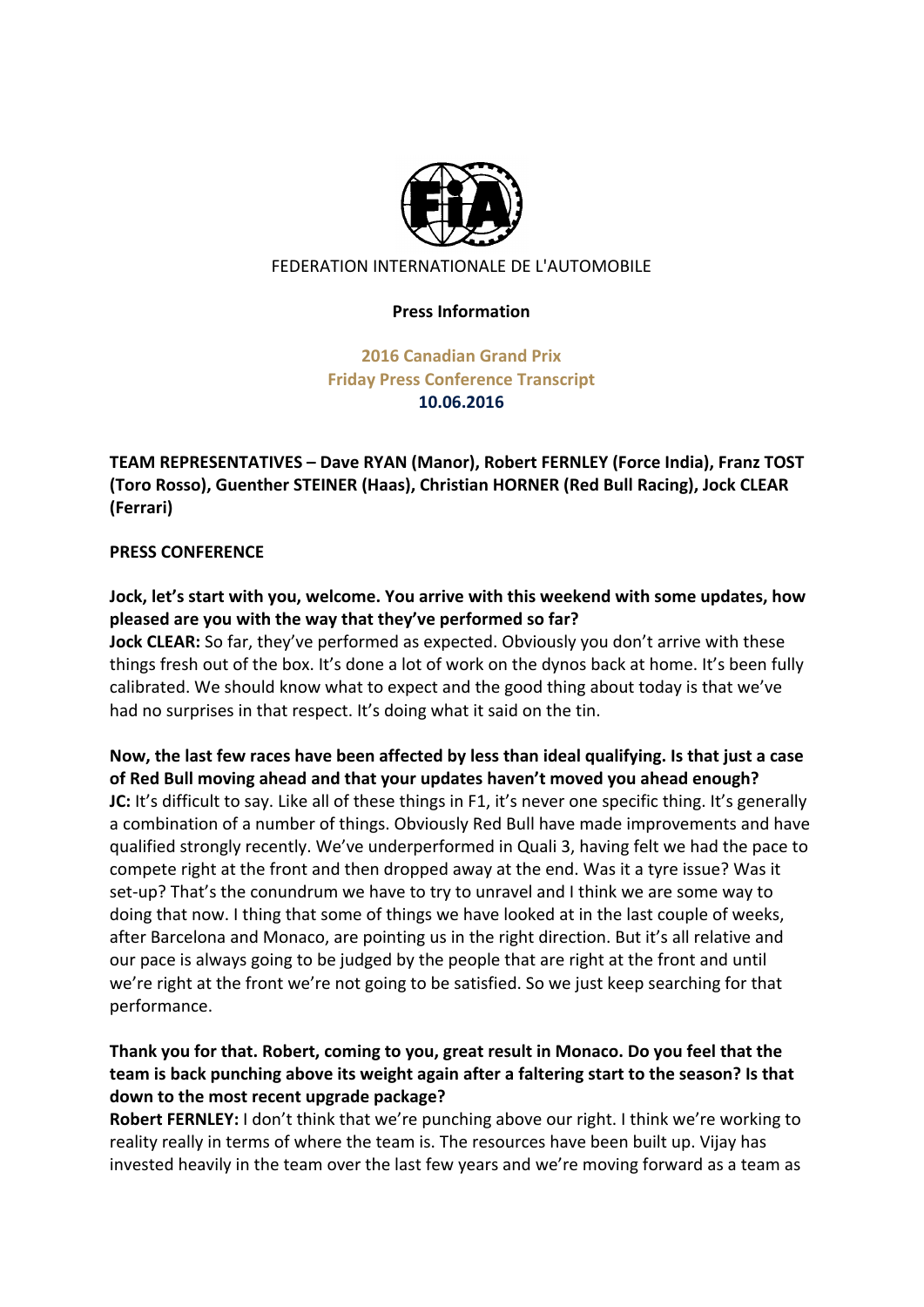FEDERATION INTERNATIONALE DE L'AUTOMOBILE

**Press Information**

**2016 Canadian Grand Prix**
**Friday Press Conference Transcript**
**10.06.2016**

**TEAM REPRESENTATIVES – Dave RYAN (Manor), Robert FERNLEY (Force India), Franz TOST (Toro Rosso), Guenther STEINER (Haas), Christian HORNER (Red Bull Racing), Jock CLEAR (Ferrari)**

**PRESS CONFERENCE**

**Jock, let's start with you, welcome. You arrive with this weekend with some updates, how pleased are you with the way that they've performed so far?**

**Jock CLEAR:** So far, they've performed as expected. Obviously you don't arrive with these things fresh out of the box. It's done a lot of work on the dynos back at home. It's been fully calibrated. We should know what to expect and the good thing about today is that we've had no surprises in that respect. It's doing what it said on the tin.

**Now, the last few races have been affected by less than ideal qualifying. Is that just a case of Red Bull moving ahead and that your updates haven't moved you ahead enough?**

**JC:** It's difficult to say. Like all of these things in F1, it's never one specific thing. It's generally a combination of a number of things. Obviously Red Bull have made improvements and have qualified strongly recently. We've underperformed in Quali 3, having felt we had the pace to compete right at the front and then dropped away at the end. Was it a tyre issue? Was it set-up? That's the conundrum we have to try to unravel and I think we are some way to doing that now. I thing that some of things we have looked at in the last couple of weeks, after Barcelona and Monaco, are pointing us in the right direction. But it's all relative and our pace is always going to be judged by the people that are right at the front and until we're right at the front we're not going to be satisfied. So we just keep searching for that performance.

**Thank you for that. Robert, coming to you, great result in Monaco. Do you feel that the team is back punching above its weight again after a faltering start to the season? Is that down to the most recent upgrade package?**

**Robert FERNLEY:** I don't think that we're punching above our right. I think we're working to reality really in terms of where the team is. The resources have been built up. Vijay has invested heavily in the team over the last few years and we're moving forward as a team as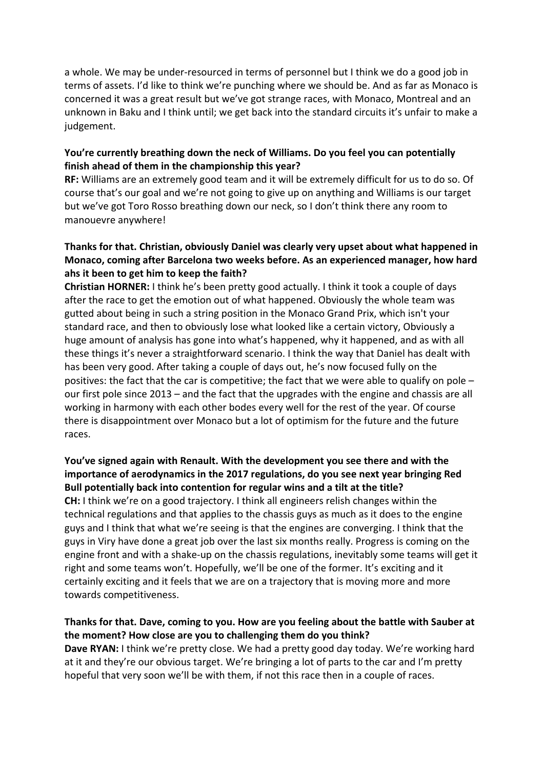a whole. We may be under-resourced in terms of personnel but I think we do a good job in terms of assets. I'd like to think we're punching where we should be. And as far as Monaco is concerned it was a great result but we've got strange races, with Monaco, Montreal and an unknown in Baku and I think until; we get back into the standard circuits it's unfair to make a judgement.

**You're currently breathing down the neck of Williams. Do you feel you can potentially finish ahead of them in the championship this year?**
**RF:** Williams are an extremely good team and it will be extremely difficult for us to do so. Of course that's our goal and we're not going to give up on anything and Williams is our target but we've got Toro Rosso breathing down our neck, so I don't think there any room to manouevre anywhere!

**Thanks for that. Christian, obviously Daniel was clearly very upset about what happened in Monaco, coming after Barcelona two weeks before. As an experienced manager, how hard ahs it been to get him to keep the faith?**
**Christian HORNER:** I think he's been pretty good actually. I think it took a couple of days after the race to get the emotion out of what happened. Obviously the whole team was gutted about being in such a string position in the Monaco Grand Prix, which isn't your standard race, and then to obviously lose what looked like a certain victory, Obviously a huge amount of analysis has gone into what's happened, why it happened, and as with all these things it's never a straightforward scenario. I think the way that Daniel has dealt with has been very good. After taking a couple of days out, he's now focused fully on the positives: the fact that the car is competitive; the fact that we were able to qualify on pole – our first pole since 2013 – and the fact that the upgrades with the engine and chassis are all working in harmony with each other bodes every well for the rest of the year. Of course there is disappointment over Monaco but a lot of optimism for the future and the future races.

**You've signed again with Renault. With the development you see there and with the importance of aerodynamics in the 2017 regulations, do you see next year bringing Red Bull potentially back into contention for regular wins and a tilt at the title?**
**CH:** I think we're on a good trajectory. I think all engineers relish changes within the technical regulations and that applies to the chassis guys as much as it does to the engine guys and I think that what we're seeing is that the engines are converging. I think that the guys in Viry have done a great job over the last six months really. Progress is coming on the engine front and with a shake-up on the chassis regulations, inevitably some teams will get it right and some teams won't. Hopefully, we'll be one of the former. It's exciting and it certainly exciting and it feels that we are on a trajectory that is moving more and more towards competitiveness.

**Thanks for that. Dave, coming to you. How are you feeling about the battle with Sauber at the moment? How close are you to challenging them do you think?**
**Dave RYAN:** I think we're pretty close. We had a pretty good day today. We're working hard at it and they're our obvious target. We're bringing a lot of parts to the car and I'm pretty hopeful that very soon we'll be with them, if not this race then in a couple of races.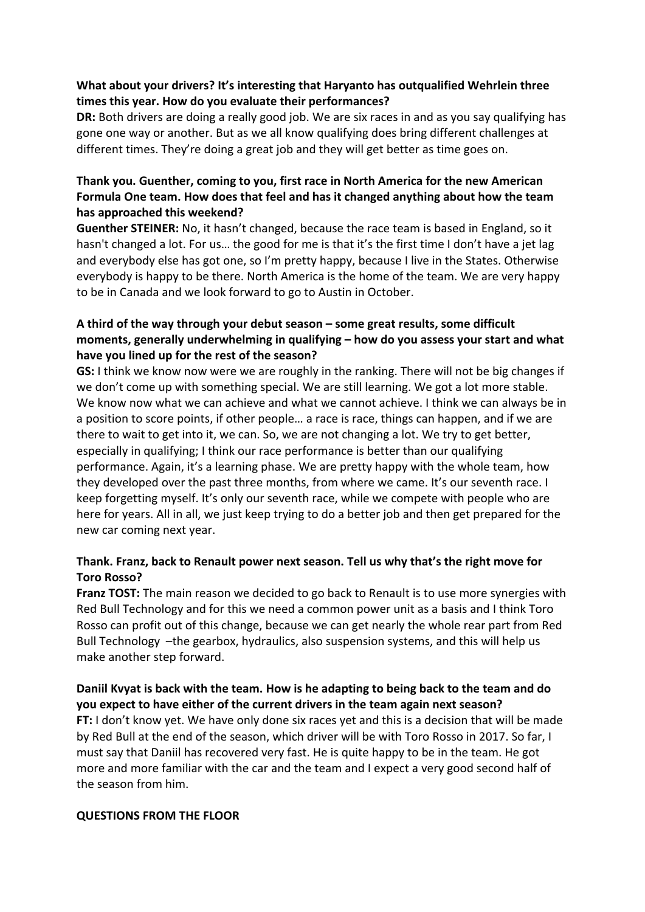**What about your drivers? It's interesting that Haryanto has outqualified Wehrlein three times this year. How do you evaluate their performances?**

**DR:** Both drivers are doing a really good job. We are six races in and as you say qualifying has gone one way or another. But as we all know qualifying does bring different challenges at different times. They're doing a great job and they will get better as time goes on.

**Thank you. Guenther, coming to you, first race in North America for the new American Formula One team. How does that feel and has it changed anything about how the team has approached this weekend?**

**Guenther STEINER:** No, it hasn't changed, because the race team is based in England, so it hasn't changed a lot. For us… the good for me is that it's the first time I don't have a jet lag and everybody else has got one, so I'm pretty happy, because I live in the States. Otherwise everybody is happy to be there. North America is the home of the team. We are very happy to be in Canada and we look forward to go to Austin in October.

**A third of the way through your debut season – some great results, some difficult moments, generally underwhelming in qualifying – how do you assess your start and what have you lined up for the rest of the season?**

**GS:** I think we know now were we are roughly in the ranking. There will not be big changes if we don't come up with something special. We are still learning. We got a lot more stable. We know now what we can achieve and what we cannot achieve. I think we can always be in a position to score points, if other people… a race is race, things can happen, and if we are there to wait to get into it, we can. So, we are not changing a lot. We try to get better, especially in qualifying; I think our race performance is better than our qualifying performance. Again, it's a learning phase. We are pretty happy with the whole team, how they developed over the past three months, from where we came. It's our seventh race. I keep forgetting myself. It's only our seventh race, while we compete with people who are here for years. All in all, we just keep trying to do a better job and then get prepared for the new car coming next year.

**Thank. Franz, back to Renault power next season. Tell us why that's the right move for Toro Rosso?**

**Franz TOST:** The main reason we decided to go back to Renault is to use more synergies with Red Bull Technology and for this we need a common power unit as a basis and I think Toro Rosso can profit out of this change, because we can get nearly the whole rear part from Red Bull Technology –the gearbox, hydraulics, also suspension systems, and this will help us make another step forward.

**Daniil Kvyat is back with the team. How is he adapting to being back to the team and do you expect to have either of the current drivers in the team again next season?**

**FT:** I don't know yet. We have only done six races yet and this is a decision that will be made by Red Bull at the end of the season, which driver will be with Toro Rosso in 2017. So far, I must say that Daniil has recovered very fast. He is quite happy to be in the team. He got more and more familiar with the car and the team and I expect a very good second half of the season from him.

**QUESTIONS FROM THE FLOOR**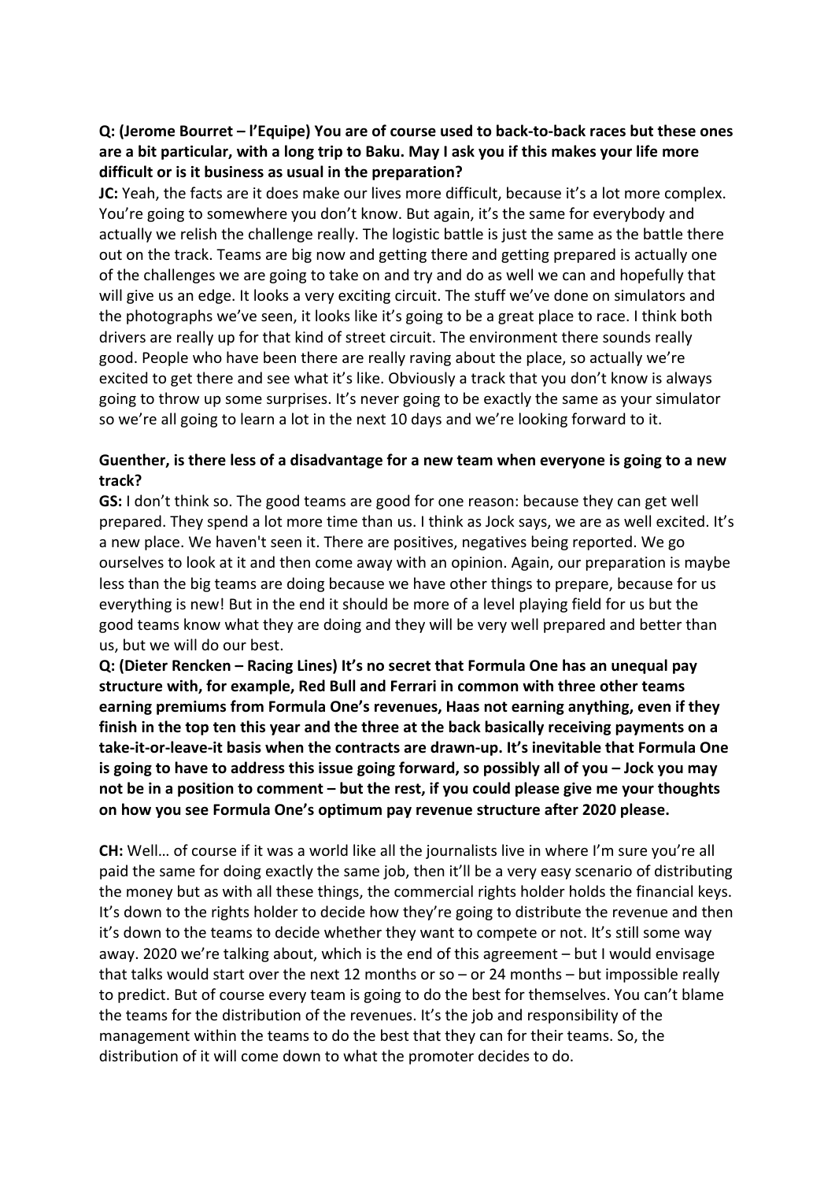**Q: (Jerome Bourret – l'Equipe) You are of course used to back-to-back races but these ones are a bit particular, with a long trip to Baku. May I ask you if this makes your life more difficult or is it business as usual in the preparation?**

**JC:** Yeah, the facts are it does make our lives more difficult, because it's a lot more complex. You're going to somewhere you don't know. But again, it's the same for everybody and actually we relish the challenge really. The logistic battle is just the same as the battle there out on the track. Teams are big now and getting there and getting prepared is actually one of the challenges we are going to take on and try and do as well we can and hopefully that will give us an edge. It looks a very exciting circuit. The stuff we've done on simulators and the photographs we've seen, it looks like it's going to be a great place to race. I think both drivers are really up for that kind of street circuit. The environment there sounds really good. People who have been there are really raving about the place, so actually we're excited to get there and see what it's like. Obviously a track that you don't know is always going to throw up some surprises. It's never going to be exactly the same as your simulator so we're all going to learn a lot in the next 10 days and we're looking forward to it.

**Guenther, is there less of a disadvantage for a new team when everyone is going to a new track?**

**GS:** I don't think so. The good teams are good for one reason: because they can get well prepared. They spend a lot more time than us. I think as Jock says, we are as well excited. It's a new place. We haven't seen it. There are positives, negatives being reported. We go ourselves to look at it and then come away with an opinion. Again, our preparation is maybe less than the big teams are doing because we have other things to prepare, because for us everything is new! But in the end it should be more of a level playing field for us but the good teams know what they are doing and they will be very well prepared and better than us, but we will do our best.

**Q: (Dieter Rencken – Racing Lines) It's no secret that Formula One has an unequal pay structure with, for example, Red Bull and Ferrari in common with three other teams earning premiums from Formula One's revenues, Haas not earning anything, even if they finish in the top ten this year and the three at the back basically receiving payments on a take-it-or-leave-it basis when the contracts are drawn-up. It's inevitable that Formula One is going to have to address this issue going forward, so possibly all of you – Jock you may not be in a position to comment – but the rest, if you could please give me your thoughts on how you see Formula One's optimum pay revenue structure after 2020 please.**

**CH:** Well… of course if it was a world like all the journalists live in where I'm sure you're all paid the same for doing exactly the same job, then it'll be a very easy scenario of distributing the money but as with all these things, the commercial rights holder holds the financial keys. It's down to the rights holder to decide how they're going to distribute the revenue and then it's down to the teams to decide whether they want to compete or not. It's still some way away. 2020 we're talking about, which is the end of this agreement – but I would envisage that talks would start over the next 12 months or so – or 24 months – but impossible really to predict. But of course every team is going to do the best for themselves. You can't blame the teams for the distribution of the revenues. It's the job and responsibility of the management within the teams to do the best that they can for their teams. So, the distribution of it will come down to what the promoter decides to do.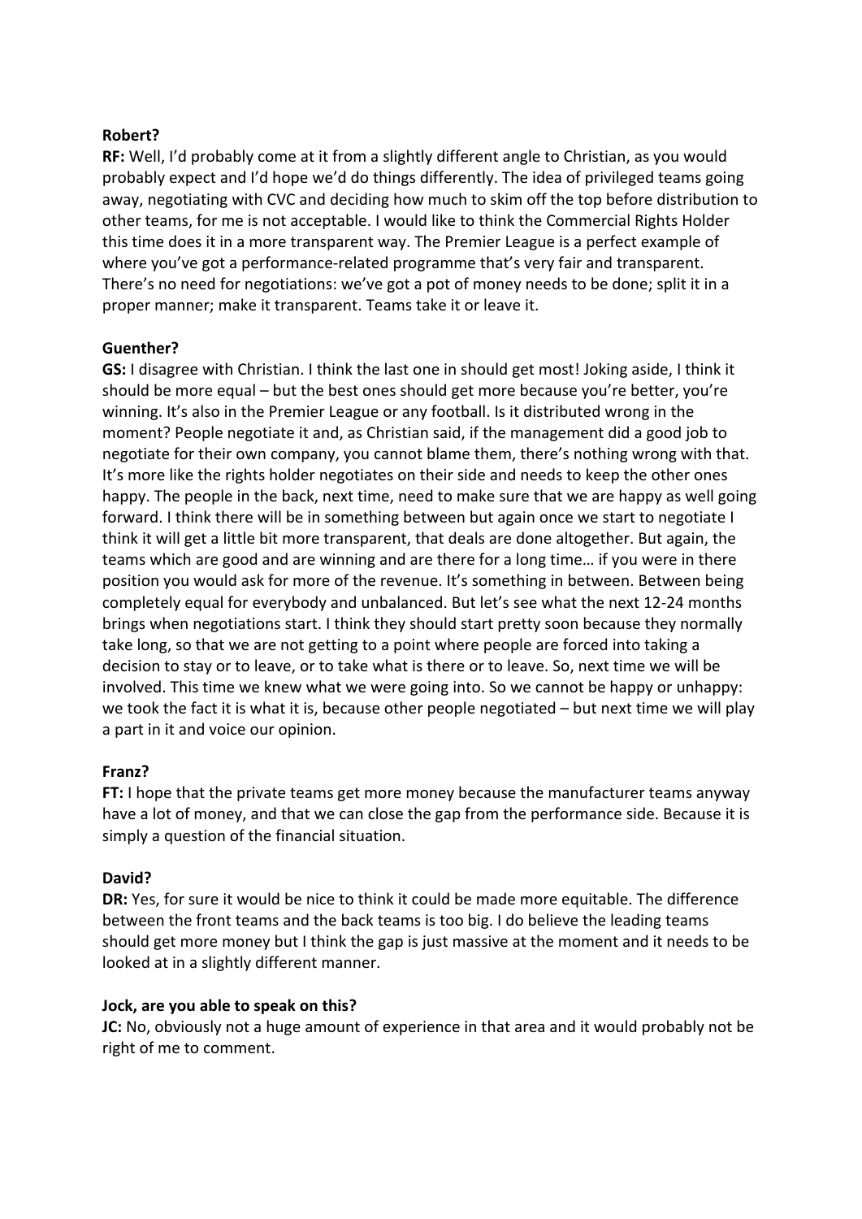**Robert?**

**RF:** Well, I'd probably come at it from a slightly different angle to Christian, as you would probably expect and I'd hope we'd do things differently. The idea of privileged teams going away, negotiating with CVC and deciding how much to skim off the top before distribution to other teams, for me is not acceptable. I would like to think the Commercial Rights Holder this time does it in a more transparent way. The Premier League is a perfect example of where you've got a performance-related programme that's very fair and transparent. There's no need for negotiations: we've got a pot of money needs to be done; split it in a proper manner; make it transparent. Teams take it or leave it.

**Guenther?**

**GS:** I disagree with Christian. I think the last one in should get most! Joking aside, I think it should be more equal – but the best ones should get more because you're better, you're winning. It's also in the Premier League or any football. Is it distributed wrong in the moment? People negotiate it and, as Christian said, if the management did a good job to negotiate for their own company, you cannot blame them, there's nothing wrong with that. It's more like the rights holder negotiates on their side and needs to keep the other ones happy. The people in the back, next time, need to make sure that we are happy as well going forward. I think there will be in something between but again once we start to negotiate I think it will get a little bit more transparent, that deals are done altogether. But again, the teams which are good and are winning and are there for a long time… if you were in there position you would ask for more of the revenue. It's something in between. Between being completely equal for everybody and unbalanced. But let's see what the next 12-24 months brings when negotiations start. I think they should start pretty soon because they normally take long, so that we are not getting to a point where people are forced into taking a decision to stay or to leave, or to take what is there or to leave. So, next time we will be involved. This time we knew what we were going into. So we cannot be happy or unhappy: we took the fact it is what it is, because other people negotiated – but next time we will play a part in it and voice our opinion.

**Franz?**

**FT:** I hope that the private teams get more money because the manufacturer teams anyway have a lot of money, and that we can close the gap from the performance side. Because it is simply a question of the financial situation.

**David?**

**DR:** Yes, for sure it would be nice to think it could be made more equitable. The difference between the front teams and the back teams is too big. I do believe the leading teams should get more money but I think the gap is just massive at the moment and it needs to be looked at in a slightly different manner.

**Jock, are you able to speak on this?**

**JC:** No, obviously not a huge amount of experience in that area and it would probably not be right of me to comment.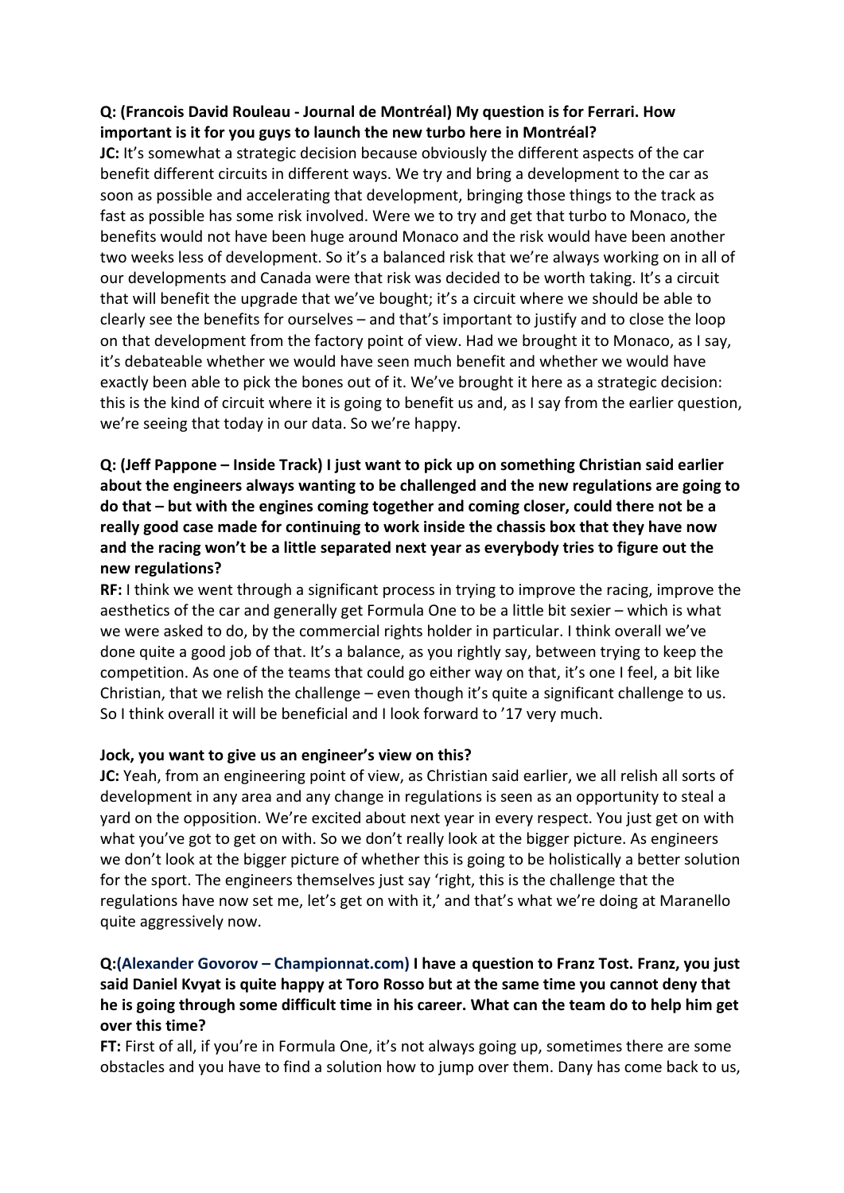**Q: (Francois David Rouleau - Journal de Montréal) My question is for Ferrari. How important is it for you guys to launch the new turbo here in Montréal?**
**JC:** It's somewhat a strategic decision because obviously the different aspects of the car benefit different circuits in different ways. We try and bring a development to the car as soon as possible and accelerating that development, bringing those things to the track as fast as possible has some risk involved. Were we to try and get that turbo to Monaco, the benefits would not have been huge around Monaco and the risk would have been another two weeks less of development. So it's a balanced risk that we're always working on in all of our developments and Canada were that risk was decided to be worth taking. It's a circuit that will benefit the upgrade that we've bought; it's a circuit where we should be able to clearly see the benefits for ourselves – and that's important to justify and to close the loop on that development from the factory point of view. Had we brought it to Monaco, as I say, it's debateable whether we would have seen much benefit and whether we would have exactly been able to pick the bones out of it. We've brought it here as a strategic decision: this is the kind of circuit where it is going to benefit us and, as I say from the earlier question, we're seeing that today in our data. So we're happy.

**Q: (Jeff Pappone – Inside Track) I just want to pick up on something Christian said earlier about the engineers always wanting to be challenged and the new regulations are going to do that – but with the engines coming together and coming closer, could there not be a really good case made for continuing to work inside the chassis box that they have now and the racing won't be a little separated next year as everybody tries to figure out the new regulations?**
**RF:** I think we went through a significant process in trying to improve the racing, improve the aesthetics of the car and generally get Formula One to be a little bit sexier – which is what we were asked to do, by the commercial rights holder in particular. I think overall we've done quite a good job of that. It's a balance, as you rightly say, between trying to keep the competition. As one of the teams that could go either way on that, it's one I feel, a bit like Christian, that we relish the challenge – even though it's quite a significant challenge to us. So I think overall it will be beneficial and I look forward to '17 very much.

**Jock, you want to give us an engineer's view on this?**
**JC:** Yeah, from an engineering point of view, as Christian said earlier, we all relish all sorts of development in any area and any change in regulations is seen as an opportunity to steal a yard on the opposition. We're excited about next year in every respect. You just get on with what you've got to get on with. So we don't really look at the bigger picture. As engineers we don't look at the bigger picture of whether this is going to be holistically a better solution for the sport. The engineers themselves just say 'right, this is the challenge that the regulations have now set me, let's get on with it,' and that's what we're doing at Maranello quite aggressively now.

**Q:(Alexander Govorov – Championnat.com) I have a question to Franz Tost. Franz, you just said Daniel Kvyat is quite happy at Toro Rosso but at the same time you cannot deny that he is going through some difficult time in his career. What can the team do to help him get over this time?**
**FT:** First of all, if you're in Formula One, it's not always going up, sometimes there are some obstacles and you have to find a solution how to jump over them. Dany has come back to us,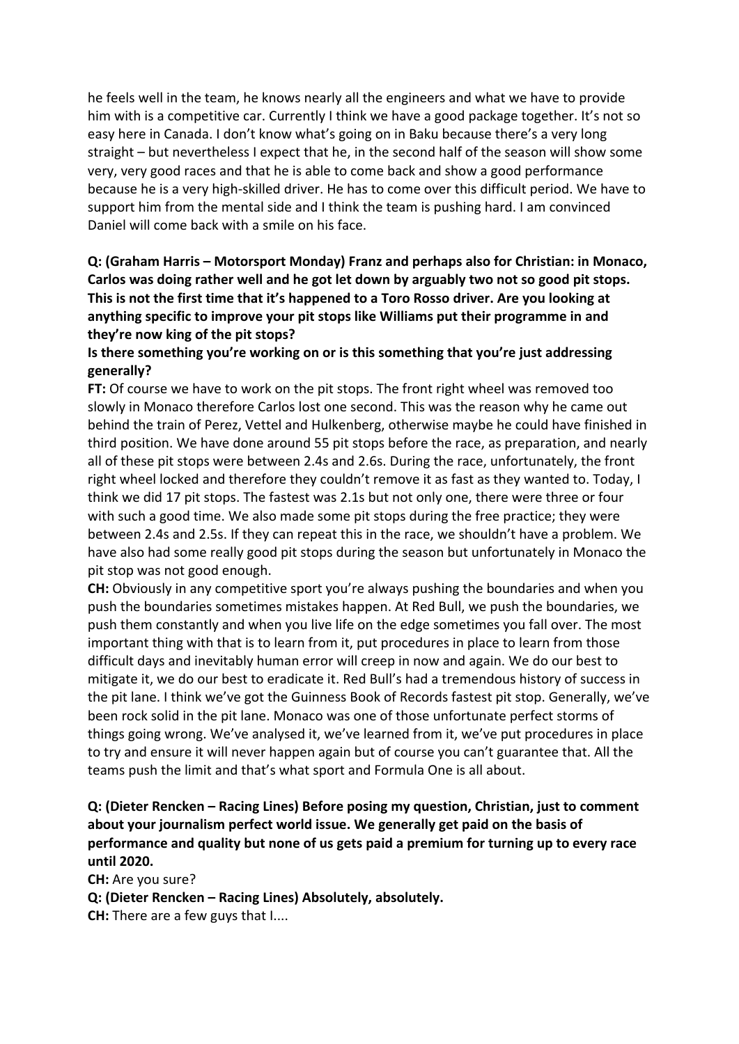he feels well in the team, he knows nearly all the engineers and what we have to provide him with is a competitive car. Currently I think we have a good package together. It's not so easy here in Canada. I don't know what's going on in Baku because there's a very long straight – but nevertheless I expect that he, in the second half of the season will show some very, very good races and that he is able to come back and show a good performance because he is a very high-skilled driver. He has to come over this difficult period. We have to support him from the mental side and I think the team is pushing hard. I am convinced Daniel will come back with a smile on his face.

**Q: (Graham Harris – Motorsport Monday) Franz and perhaps also for Christian: in Monaco, Carlos was doing rather well and he got let down by arguably two not so good pit stops. This is not the first time that it's happened to a Toro Rosso driver. Are you looking at anything specific to improve your pit stops like Williams put their programme in and they're now king of the pit stops?**

**Is there something you're working on or is this something that you're just addressing generally?**

**FT:** Of course we have to work on the pit stops. The front right wheel was removed too slowly in Monaco therefore Carlos lost one second. This was the reason why he came out behind the train of Perez, Vettel and Hulkenberg, otherwise maybe he could have finished in third position. We have done around 55 pit stops before the race, as preparation, and nearly all of these pit stops were between 2.4s and 2.6s. During the race, unfortunately, the front right wheel locked and therefore they couldn't remove it as fast as they wanted to. Today, I think we did 17 pit stops. The fastest was 2.1s but not only one, there were three or four with such a good time. We also made some pit stops during the free practice; they were between 2.4s and 2.5s. If they can repeat this in the race, we shouldn't have a problem. We have also had some really good pit stops during the season but unfortunately in Monaco the pit stop was not good enough.

**CH:** Obviously in any competitive sport you're always pushing the boundaries and when you push the boundaries sometimes mistakes happen. At Red Bull, we push the boundaries, we push them constantly and when you live life on the edge sometimes you fall over. The most important thing with that is to learn from it, put procedures in place to learn from those difficult days and inevitably human error will creep in now and again. We do our best to mitigate it, we do our best to eradicate it. Red Bull's had a tremendous history of success in the pit lane. I think we've got the Guinness Book of Records fastest pit stop. Generally, we've been rock solid in the pit lane. Monaco was one of those unfortunate perfect storms of things going wrong. We've analysed it, we've learned from it, we've put procedures in place to try and ensure it will never happen again but of course you can't guarantee that. All the teams push the limit and that's what sport and Formula One is all about.

**Q: (Dieter Rencken – Racing Lines) Before posing my question, Christian, just to comment about your journalism perfect world issue. We generally get paid on the basis of performance and quality but none of us gets paid a premium for turning up to every race until 2020.**

**CH:** Are you sure?

**Q: (Dieter Rencken – Racing Lines) Absolutely, absolutely.**

**CH:** There are a few guys that I....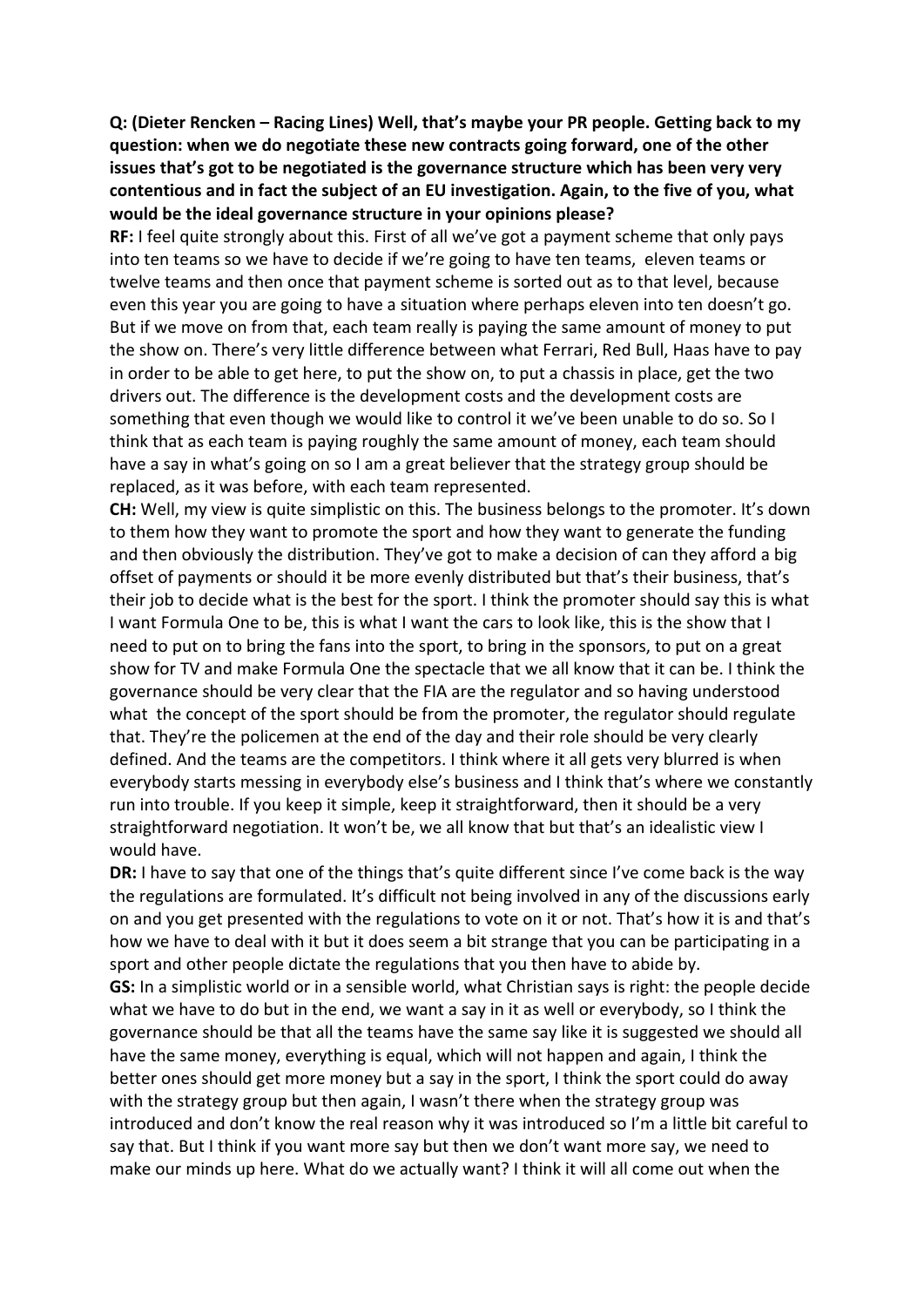**Q: (Dieter Rencken – Racing Lines) Well, that's maybe your PR people. Getting back to my question: when we do negotiate these new contracts going forward, one of the other issues that's got to be negotiated is the governance structure which has been very very contentious and in fact the subject of an EU investigation. Again, to the five of you, what would be the ideal governance structure in your opinions please?**

**RF:** I feel quite strongly about this. First of all we've got a payment scheme that only pays into ten teams so we have to decide if we're going to have ten teams, eleven teams or twelve teams and then once that payment scheme is sorted out as to that level, because even this year you are going to have a situation where perhaps eleven into ten doesn't go. But if we move on from that, each team really is paying the same amount of money to put the show on. There's very little difference between what Ferrari, Red Bull, Haas have to pay in order to be able to get here, to put the show on, to put a chassis in place, get the two drivers out. The difference is the development costs and the development costs are something that even though we would like to control it we've been unable to do so. So I think that as each team is paying roughly the same amount of money, each team should have a say in what's going on so I am a great believer that the strategy group should be replaced, as it was before, with each team represented.

**CH:** Well, my view is quite simplistic on this. The business belongs to the promoter. It's down to them how they want to promote the sport and how they want to generate the funding and then obviously the distribution. They've got to make a decision of can they afford a big offset of payments or should it be more evenly distributed but that's their business, that's their job to decide what is the best for the sport. I think the promoter should say this is what I want Formula One to be, this is what I want the cars to look like, this is the show that I need to put on to bring the fans into the sport, to bring in the sponsors, to put on a great show for TV and make Formula One the spectacle that we all know that it can be. I think the governance should be very clear that the FIA are the regulator and so having understood what the concept of the sport should be from the promoter, the regulator should regulate that. They're the policemen at the end of the day and their role should be very clearly defined. And the teams are the competitors. I think where it all gets very blurred is when everybody starts messing in everybody else's business and I think that's where we constantly run into trouble. If you keep it simple, keep it straightforward, then it should be a very straightforward negotiation. It won't be, we all know that but that's an idealistic view I would have.

**DR:** I have to say that one of the things that's quite different since I've come back is the way the regulations are formulated. It's difficult not being involved in any of the discussions early on and you get presented with the regulations to vote on it or not. That's how it is and that's how we have to deal with it but it does seem a bit strange that you can be participating in a sport and other people dictate the regulations that you then have to abide by.

**GS:** In a simplistic world or in a sensible world, what Christian says is right: the people decide what we have to do but in the end, we want a say in it as well or everybody, so I think the governance should be that all the teams have the same say like it is suggested we should all have the same money, everything is equal, which will not happen and again, I think the better ones should get more money but a say in the sport, I think the sport could do away with the strategy group but then again, I wasn't there when the strategy group was introduced and don't know the real reason why it was introduced so I'm a little bit careful to say that. But I think if you want more say but then we don't want more say, we need to make our minds up here. What do we actually want? I think it will all come out when the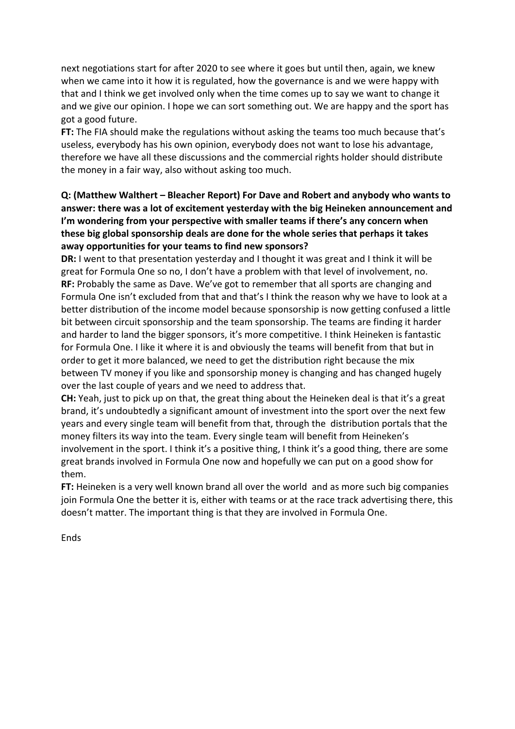next negotiations start for after 2020 to see where it goes but until then, again, we knew when we came into it how it is regulated, how the governance is and we were happy with that and I think we get involved only when the time comes up to say we want to change it and we give our opinion. I hope we can sort something out. We are happy and the sport has got a good future.

**FT:** The FIA should make the regulations without asking the teams too much because that's useless, everybody has his own opinion, everybody does not want to lose his advantage, therefore we have all these discussions and the commercial rights holder should distribute the money in a fair way, also without asking too much.

**Q: (Matthew Walthert – Bleacher Report) For Dave and Robert and anybody who wants to answer: there was a lot of excitement yesterday with the big Heineken announcement and I'm wondering from your perspective with smaller teams if there's any concern when these big global sponsorship deals are done for the whole series that perhaps it takes away opportunities for your teams to find new sponsors?**

**DR:** I went to that presentation yesterday and I thought it was great and I think it will be great for Formula One so no, I don't have a problem with that level of involvement, no.

**RF:** Probably the same as Dave. We've got to remember that all sports are changing and Formula One isn't excluded from that and that's I think the reason why we have to look at a better distribution of the income model because sponsorship is now getting confused a little bit between circuit sponsorship and the team sponsorship. The teams are finding it harder and harder to land the bigger sponsors, it's more competitive. I think Heineken is fantastic for Formula One. I like it where it is and obviously the teams will benefit from that but in order to get it more balanced, we need to get the distribution right because the mix between TV money if you like and sponsorship money is changing and has changed hugely over the last couple of years and we need to address that.

**CH:** Yeah, just to pick up on that, the great thing about the Heineken deal is that it's a great brand, it's undoubtedly a significant amount of investment into the sport over the next few years and every single team will benefit from that, through the distribution portals that the money filters its way into the team. Every single team will benefit from Heineken's involvement in the sport. I think it's a positive thing, I think it's a good thing, there are some great brands involved in Formula One now and hopefully we can put on a good show for them.

**FT:** Heineken is a very well known brand all over the world and as more such big companies join Formula One the better it is, either with teams or at the race track advertising there, this doesn't matter. The important thing is that they are involved in Formula One.

Ends